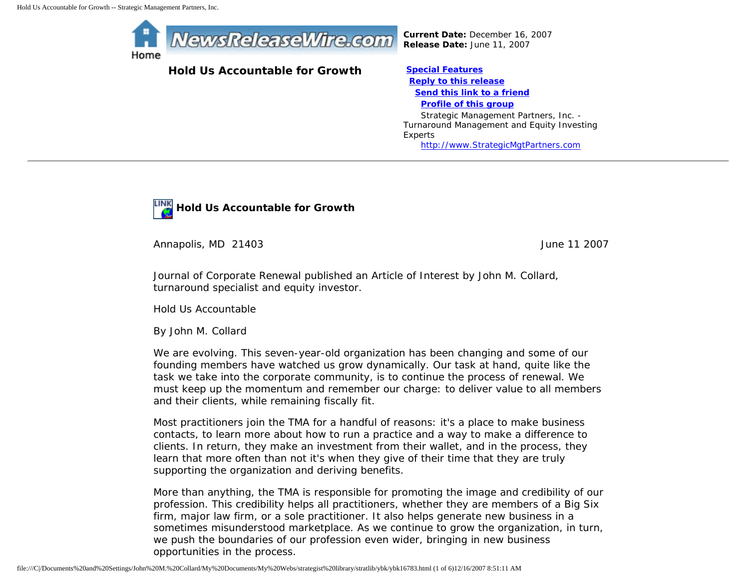Current Date: December 16, 2007
Release Date: June 11, 2007

# Hold Us Accountable for Growth

**Special Features**
**Reply to this release**
**Send this link to a friend**
**Profile of this group**

Strategic Management Partners, Inc. - Turnaround Management and Equity Investing Experts
http://www.StrategicMgtPartners.com

---

## Hold Us Accountable for Growth

Annapolis, MD 21403 June 11 2007

Journal of Corporate Renewal published an Article of Interest by John M. Collard, turnaround specialist and equity investor.

Hold Us Accountable

By John M. Collard

We are evolving. This seven-year-old organization has been changing and some of our founding members have watched us grow dynamically. Our task at hand, quite like the task we take into the corporate community, is to continue the process of renewal. We must keep up the momentum and remember our charge: to deliver value to all members and their clients, while remaining fiscally fit.

Most practitioners join the TMA for a handful of reasons: it's a place to make business contacts, to learn more about how to run a practice and a way to make a difference to clients. In return, they make an investment from their wallet, and in the process, they learn that more often than not it's when they give of their time that they are truly supporting the organization and deriving benefits.

More than anything, the TMA is responsible for promoting the image and credibility of our profession. This credibility helps all practitioners, whether they are members of a Big Six firm, major law firm, or a sole practitioner. It also helps generate new business in a sometimes misunderstood marketplace. As we continue to grow the organization, in turn, we push the boundaries of our profession even wider, bringing in new business opportunities in the process.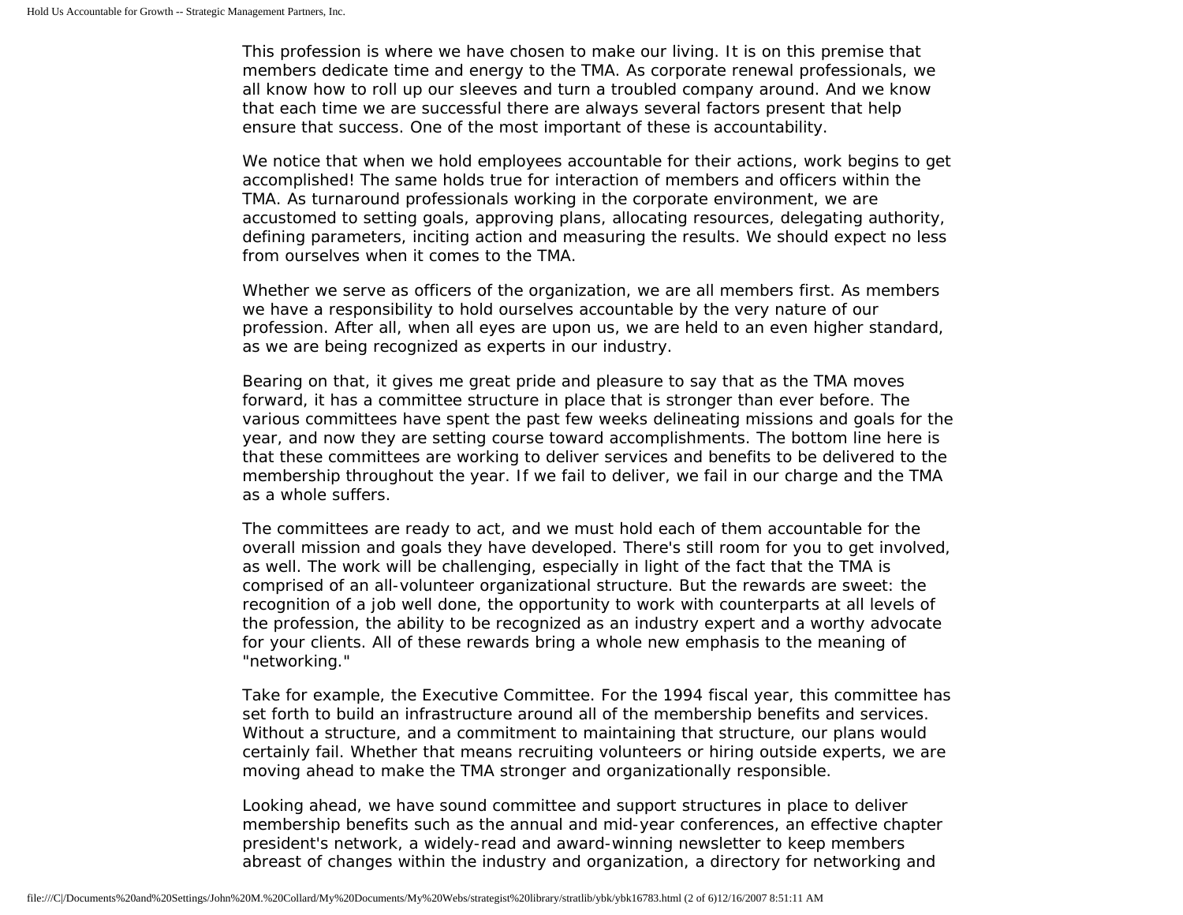This profession is where we have chosen to make our living. It is on this premise that members dedicate time and energy to the TMA. As corporate renewal professionals, we all know how to roll up our sleeves and turn a troubled company around. And we know that each time we are successful there are always several factors present that help ensure that success. One of the most important of these is accountability.

We notice that when we hold employees accountable for their actions, work begins to get accomplished! The same holds true for interaction of members and officers within the TMA. As turnaround professionals working in the corporate environment, we are accustomed to setting goals, approving plans, allocating resources, delegating authority, defining parameters, inciting action and measuring the results. We should expect no less from ourselves when it comes to the TMA.

Whether we serve as officers of the organization, we are all members first. As members we have a responsibility to hold ourselves accountable by the very nature of our profession. After all, when all eyes are upon us, we are held to an even higher standard, as we are being recognized as experts in our industry.

Bearing on that, it gives me great pride and pleasure to say that as the TMA moves forward, it has a committee structure in place that is stronger than ever before. The various committees have spent the past few weeks delineating missions and goals for the year, and now they are setting course toward accomplishments. The bottom line here is that these committees are working to deliver services and benefits to be delivered to the membership throughout the year. If we fail to deliver, we fail in our charge and the TMA as a whole suffers.

The committees are ready to act, and we must hold each of them accountable for the overall mission and goals they have developed. There's still room for you to get involved, as well. The work will be challenging, especially in light of the fact that the TMA is comprised of an all-volunteer organizational structure. But the rewards are sweet: the recognition of a job well done, the opportunity to work with counterparts at all levels of the profession, the ability to be recognized as an industry expert and a worthy advocate for your clients. All of these rewards bring a whole new emphasis to the meaning of "networking."

Take for example, the Executive Committee. For the 1994 fiscal year, this committee has set forth to build an infrastructure around all of the membership benefits and services. Without a structure, and a commitment to maintaining that structure, our plans would certainly fail. Whether that means recruiting volunteers or hiring outside experts, we are moving ahead to make the TMA stronger and organizationally responsible.

Looking ahead, we have sound committee and support structures in place to deliver membership benefits such as the annual and mid-year conferences, an effective chapter president's network, a widely-read and award-winning newsletter to keep members abreast of changes within the industry and organization, a directory for networking and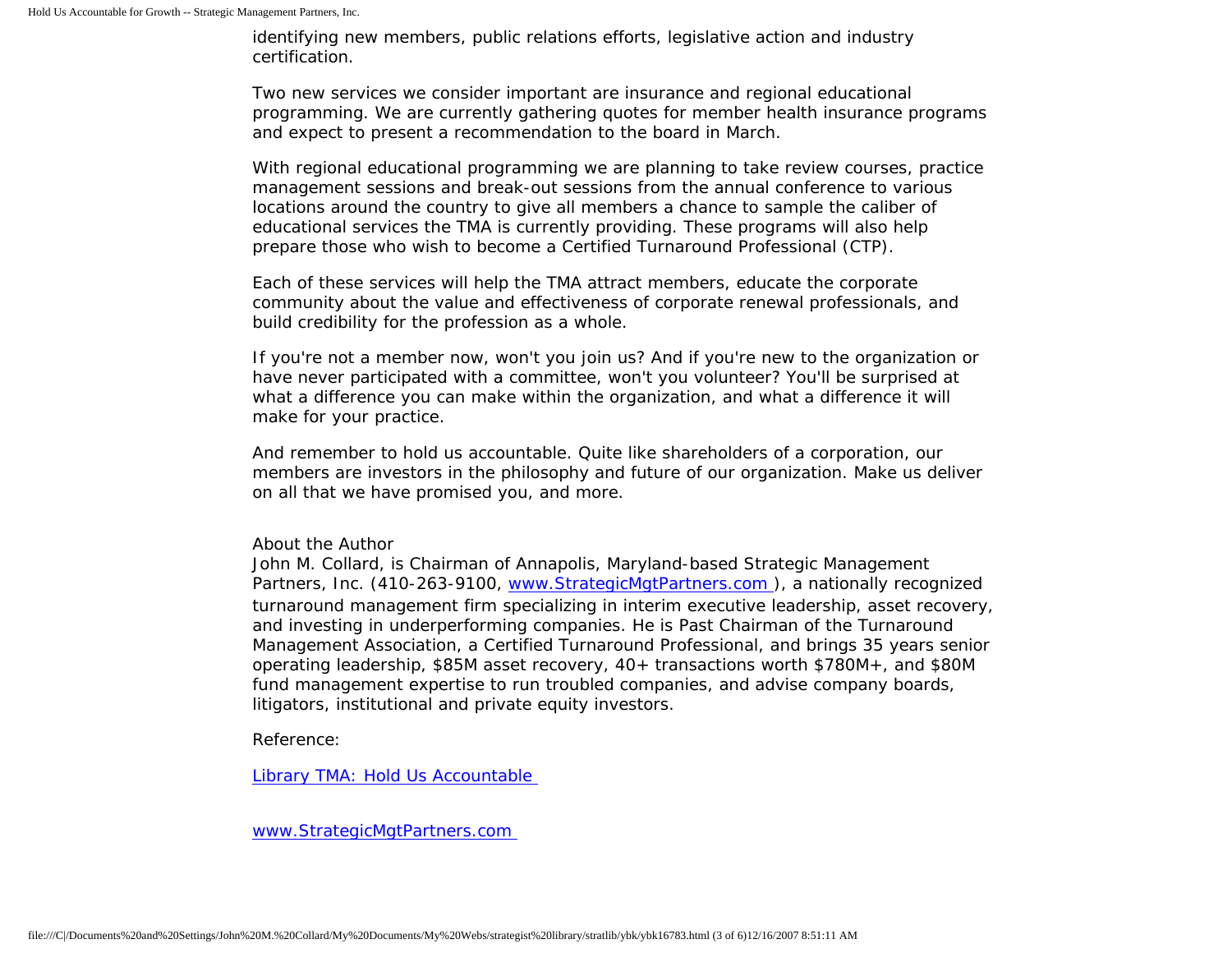identifying new members, public relations efforts, legislative action and industry certification.

Two new services we consider important are insurance and regional educational programming. We are currently gathering quotes for member health insurance programs and expect to present a recommendation to the board in March.

With regional educational programming we are planning to take review courses, practice management sessions and break-out sessions from the annual conference to various locations around the country to give all members a chance to sample the caliber of educational services the TMA is currently providing. These programs will also help prepare those who wish to become a Certified Turnaround Professional (CTP).

Each of these services will help the TMA attract members, educate the corporate community about the value and effectiveness of corporate renewal professionals, and build credibility for the profession as a whole.

If you're not a member now, won't you join us? And if you're new to the organization or have never participated with a committee, won't you volunteer? You'll be surprised at what a difference you can make within the organization, and what a difference it will make for your practice.

And remember to hold us accountable. Quite like shareholders of a corporation, our members are investors in the philosophy and future of our organization. Make us deliver on all that we have promised you, and more.

About the Author

John M. Collard, is Chairman of Annapolis, Maryland-based Strategic Management Partners, Inc. (410-263-9100, [www.StrategicMgtPartners.com](http://www.StrategicMgtPartners.com)), a nationally recognized turnaround management firm specializing in interim executive leadership, asset recovery, and investing in underperforming companies. He is Past Chairman of the Turnaround Management Association, a Certified Turnaround Professional, and brings 35 years senior operating leadership, $85M asset recovery, 40+ transactions worth $780M+, and $80M fund management expertise to run troubled companies, and advise company boards, litigators, institutional and private equity investors.

Reference:

[Library TMA: Hold Us Accountable](#)

[www.StrategicMgtPartners.com](http://www.StrategicMgtPartners.com)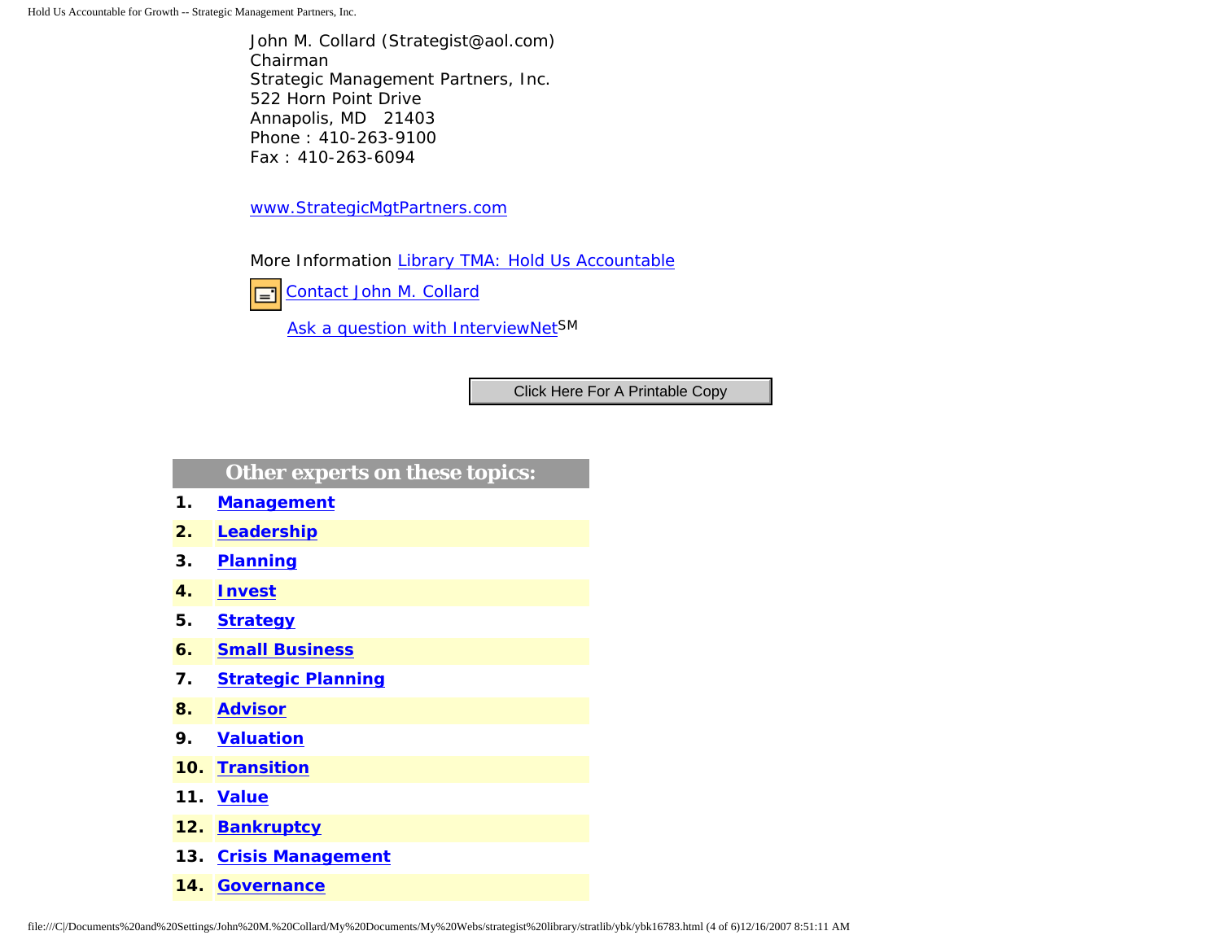John M. Collard (Strategist@aol.com)
Chairman
Strategic Management Partners, Inc.
522 Horn Point Drive
Annapolis, MD 21403
Phone : 410-263-9100
Fax : 410-263-6094

www.StrategicMgtPartners.com

More Information Library TMA: Hold Us Accountable

Contact John M. Collard

Ask a question with InterviewNet[SM]

Click Here For A Printable Copy

| Other experts on these topics: | |
|---|---|
| **1.** | **Management** |
| **2.** | **Leadership** |
| **3.** | **Planning** |
| **4.** | **Invest** |
| **5.** | **Strategy** |
| **6.** | **Small Business** |
| **7.** | **Strategic Planning** |
| **8.** | **Advisor** |
| **9.** | **Valuation** |
| **10.** | **Transition** |
| **11.** | **Value** |
| **12.** | **Bankruptcy** |
| **13.** | **Crisis Management** |
| **14.** | **Governance** |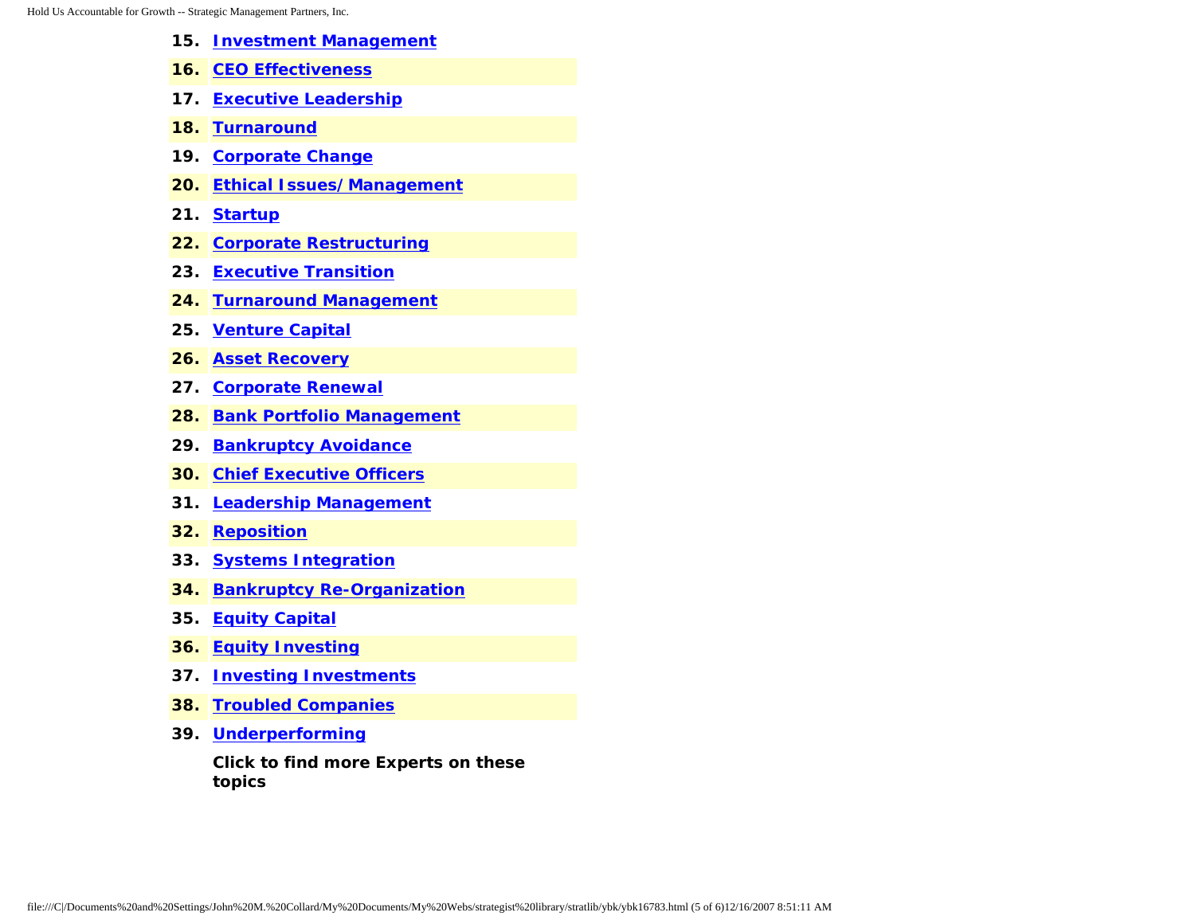15. **Investment Management**
16. **CEO Effectiveness**
17. **Executive Leadership**
18. **Turnaround**
19. **Corporate Change**
20. **Ethical Issues/Management**
21. **Startup**
22. **Corporate Restructuring**
23. **Executive Transition**
24. **Turnaround Management**
25. **Venture Capital**
26. **Asset Recovery**
27. **Corporate Renewal**
28. **Bank Portfolio Management**
29. **Bankruptcy Avoidance**
30. **Chief Executive Officers**
31. **Leadership Management**
32. **Reposition**
33. **Systems Integration**
34. **Bankruptcy Re-Organization**
35. **Equity Capital**
36. **Equity Investing**
37. **Investing Investments**
38. **Troubled Companies**
39. **Underperforming**

**Click to find more Experts on these topics**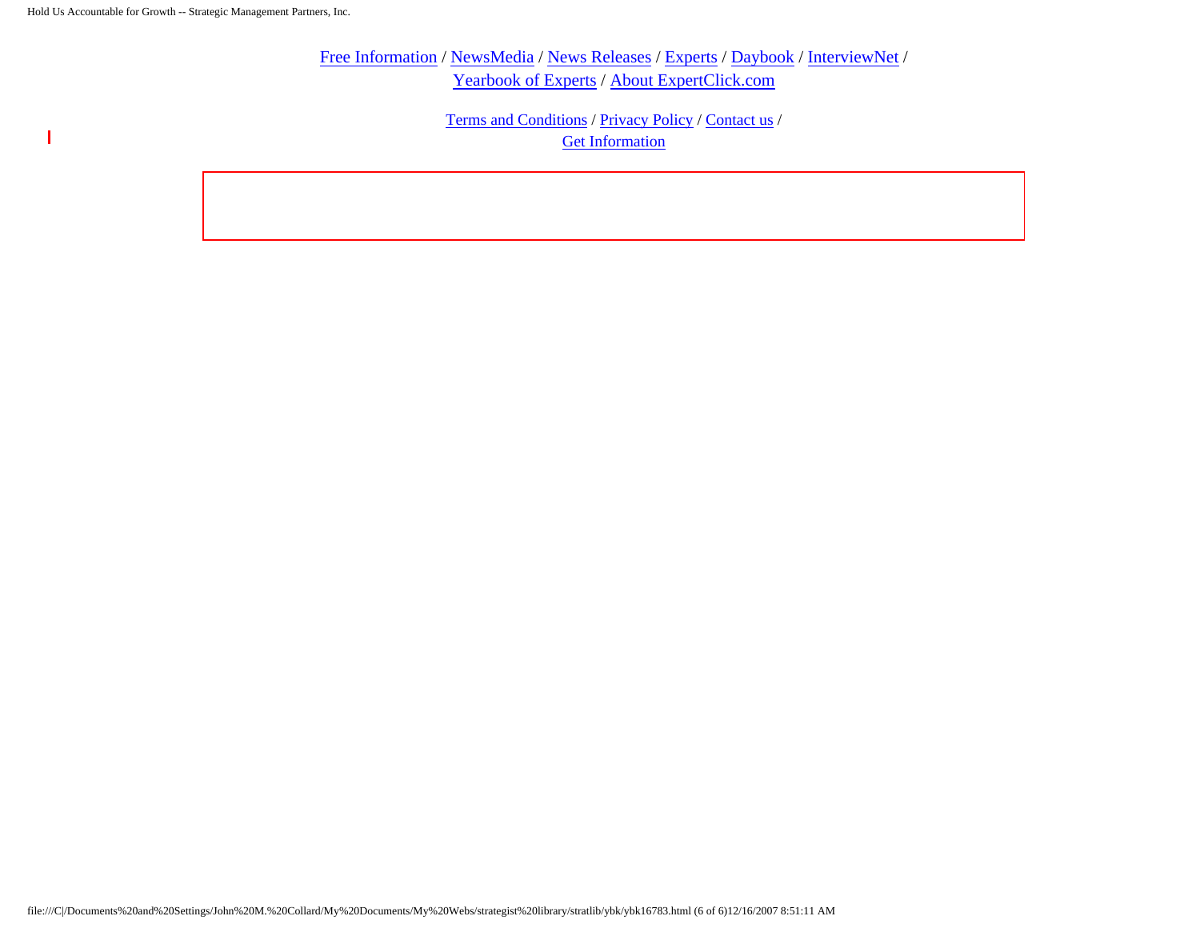[Free Information](#) / [NewsMedia](#) / [News Releases](#) / [Experts](#) / [Daybook](#) / [InterviewNet](#) / [Yearbook of Experts](#) / [About ExpertClick.com](#)

[Terms and Conditions](#) / [Privacy Policy](#) / [Contact us](#) / [Get Information](#)